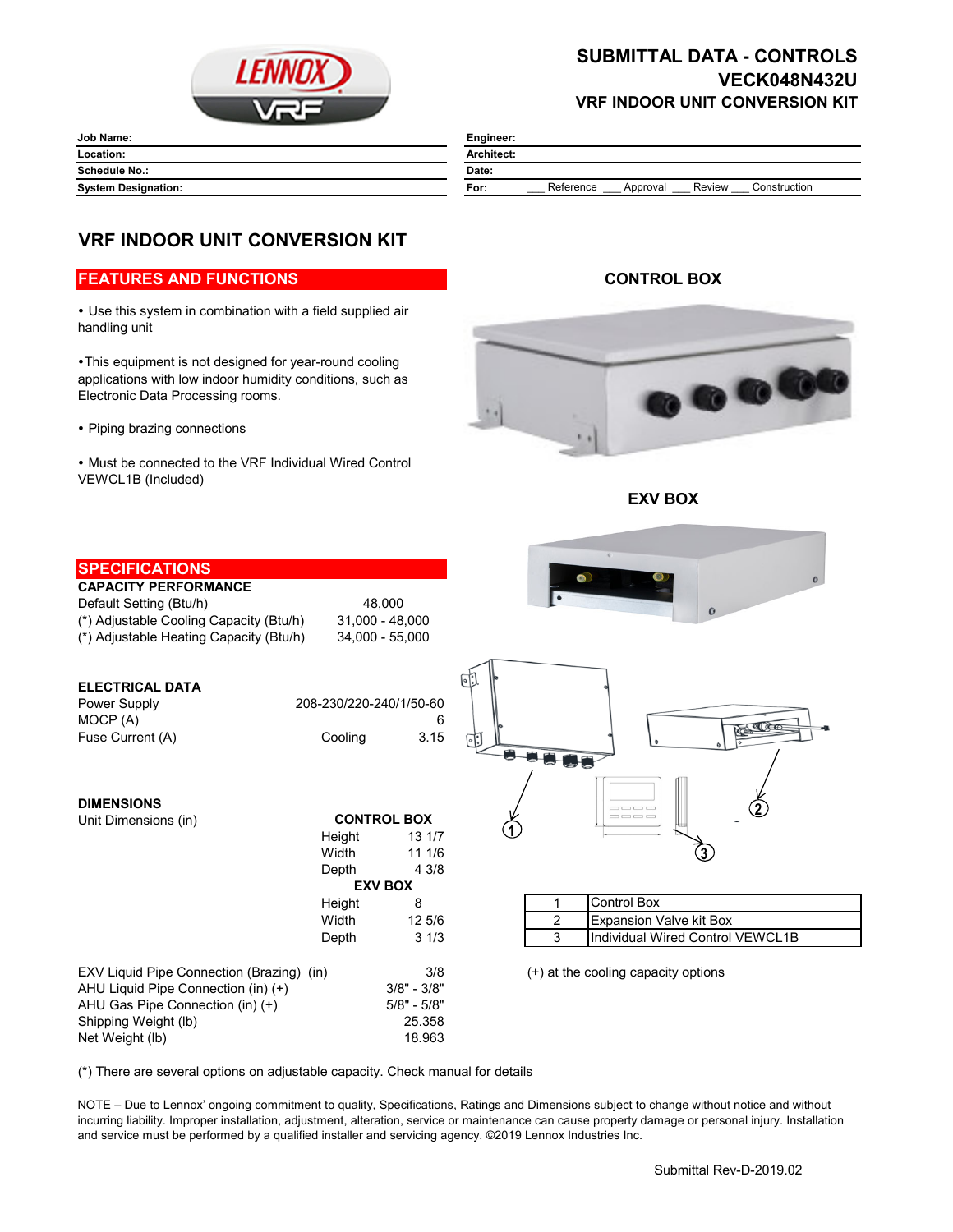# SUBMITTAL DATA - CONTROLS
## VECK048N432U
### VRF INDOOR UNIT CONVERSION KIT

| Job Name: | Engineer: |
|---|---|
| Location: | Architect: |
| Schedule No.: | Date: |
| System Designation: | For: ___ Reference ___ Approval ___ Review ___ Construction |

## VRF INDOOR UNIT CONVERSION KIT

### FEATURES AND FUNCTIONS

- Use this system in combination with a field supplied air handling unit
- This equipment is not designed for year-round cooling applications with low indoor humidity conditions, such as Electronic Data Processing rooms.
- Piping brazing connections
- Must be connected to the VRF Individual Wired Control VEWCL1B (Included)

**CONTROL BOX**

**EXV BOX**

### SPECIFICATIONS

**CAPACITY PERFORMANCE**

| | |
|---|---|
| Default Setting (Btu/h) | 48,000 |
| (*) Adjustable Cooling Capacity (Btu/h) | 31,000 - 48,000 |
| (*) Adjustable Heating Capacity (Btu/h) | 34,000 - 55,000 |

**ELECTRICAL DATA**

| | | |
|---|---|---|
| Power Supply | | 208-230/220-240/1/50-60 |
| MOCP (A) | | 6 |
| Fuse Current (A) | Cooling | 3.15 |

**DIMENSIONS**

Unit Dimensions (in)

| | CONTROL BOX |
|---|---|
| Height | 13 1/7 |
| Width | 11 1/6 |
| Depth | 4 3/8 |
| | **EXV BOX** |
| Height | 8 |
| Width | 12 5/6 |
| Depth | 3 1/3 |

| | |
|---|---|
| EXV Liquid Pipe Connection (Brazing) (in) | 3/8 |
| AHU Liquid Pipe Connection (in) (+) | 3/8" - 3/8" |
| AHU Gas Pipe Connection (in) (+) | 5/8" - 5/8" |
| Shipping Weight (lb) | 25.358 |
| Net Weight (lb) | 18.963 |

| | |
|---|---|
| 1 | Control Box |
| 2 | Expansion Valve kit Box |
| 3 | Individual Wired Control VEWCL1B |

(+) at the cooling capacity options

(*) There are several options on adjustable capacity. Check manual for details

NOTE – Due to Lennox' ongoing commitment to quality, Specifications, Ratings and Dimensions subject to change without notice and without incurring liability. Improper installation, adjustment, alteration, service or maintenance can cause property damage or personal injury. Installation and service must be performed by a qualified installer and servicing agency. ©2019 Lennox Industries Inc.

Submittal Rev-D-2019.02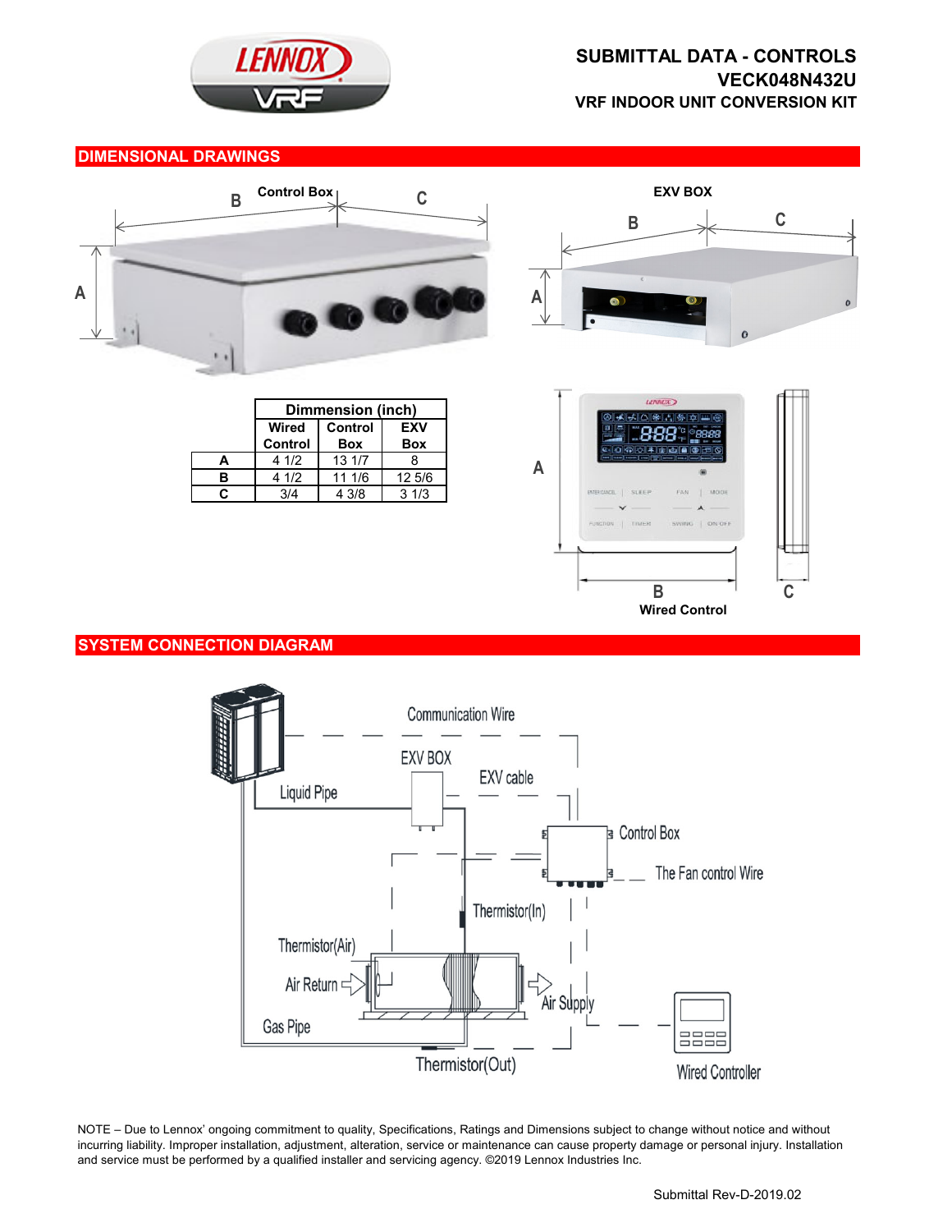# SUBMITTAL DATA - CONTROLS
## VECK048N432U
## VRF INDOOR UNIT CONVERSION KIT

## DIMENSIONAL DRAWINGS

Control Box

EXV BOX

| | Dimmension (inch) | | |
|---|---|---|---|
| | Wired Control | Control Box | EXV Box |
| A | 4 1/2 | 13 1/7 | 8 |
| B | 4 1/2 | 11 1/6 | 12 5/6 |
| C | 3/4 | 4 3/8 | 3 1/3 |

Wired Control

## SYSTEM CONNECTION DIAGRAM

Communication Wire

EXV BOX

EXV cable

Liquid Pipe

Control Box

The Fan control Wire

Thermistor(In)

Thermistor(Air)

Air Return

Air Supply

Gas Pipe

Thermistor(Out)

Wired Controller

NOTE – Due to Lennox' ongoing commitment to quality, Specifications, Ratings and Dimensions subject to change without notice and without incurring liability. Improper installation, adjustment, alteration, service or maintenance can cause property damage or personal injury. Installation and service must be performed by a qualified installer and servicing agency. ©2019 Lennox Industries Inc.

Submittal Rev-D-2019.02